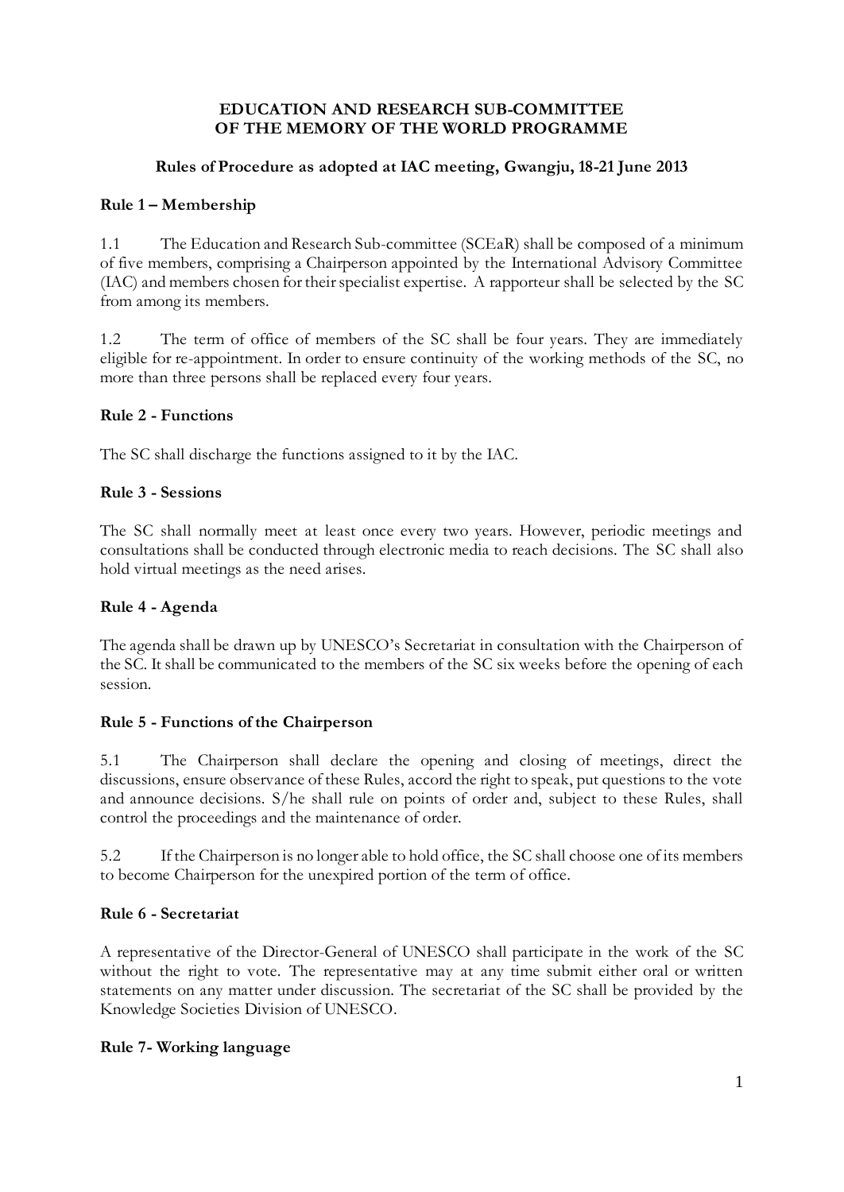# EDUCATION AND RESEARCH SUB-COMMITTEE OF THE MEMORY OF THE WORLD PROGRAMME

## Rules of Procedure as adopted at IAC meeting, Gwangju, 18-21 June 2013

### Rule 1 – Membership

1.1 The Education and Research Sub-committee (SCEaR) shall be composed of a minimum of five members, comprising a Chairperson appointed by the International Advisory Committee (IAC) and members chosen for their specialist expertise. A rapporteur shall be selected by the SC from among its members.

1.2 The term of office of members of the SC shall be four years. They are immediately eligible for re-appointment. In order to ensure continuity of the working methods of the SC, no more than three persons shall be replaced every four years.

### Rule 2 - Functions

The SC shall discharge the functions assigned to it by the IAC.

### Rule 3 - Sessions

The SC shall normally meet at least once every two years. However, periodic meetings and consultations shall be conducted through electronic media to reach decisions. The SC shall also hold virtual meetings as the need arises.

### Rule 4 - Agenda

The agenda shall be drawn up by UNESCO's Secretariat in consultation with the Chairperson of the SC. It shall be communicated to the members of the SC six weeks before the opening of each session.

### Rule 5 - Functions of the Chairperson

5.1 The Chairperson shall declare the opening and closing of meetings, direct the discussions, ensure observance of these Rules, accord the right to speak, put questions to the vote and announce decisions. S/he shall rule on points of order and, subject to these Rules, shall control the proceedings and the maintenance of order.

5.2 If the Chairperson is no longer able to hold office, the SC shall choose one of its members to become Chairperson for the unexpired portion of the term of office.

### Rule 6 - Secretariat

A representative of the Director-General of UNESCO shall participate in the work of the SC without the right to vote. The representative may at any time submit either oral or written statements on any matter under discussion. The secretariat of the SC shall be provided by the Knowledge Societies Division of UNESCO.

### Rule 7- Working language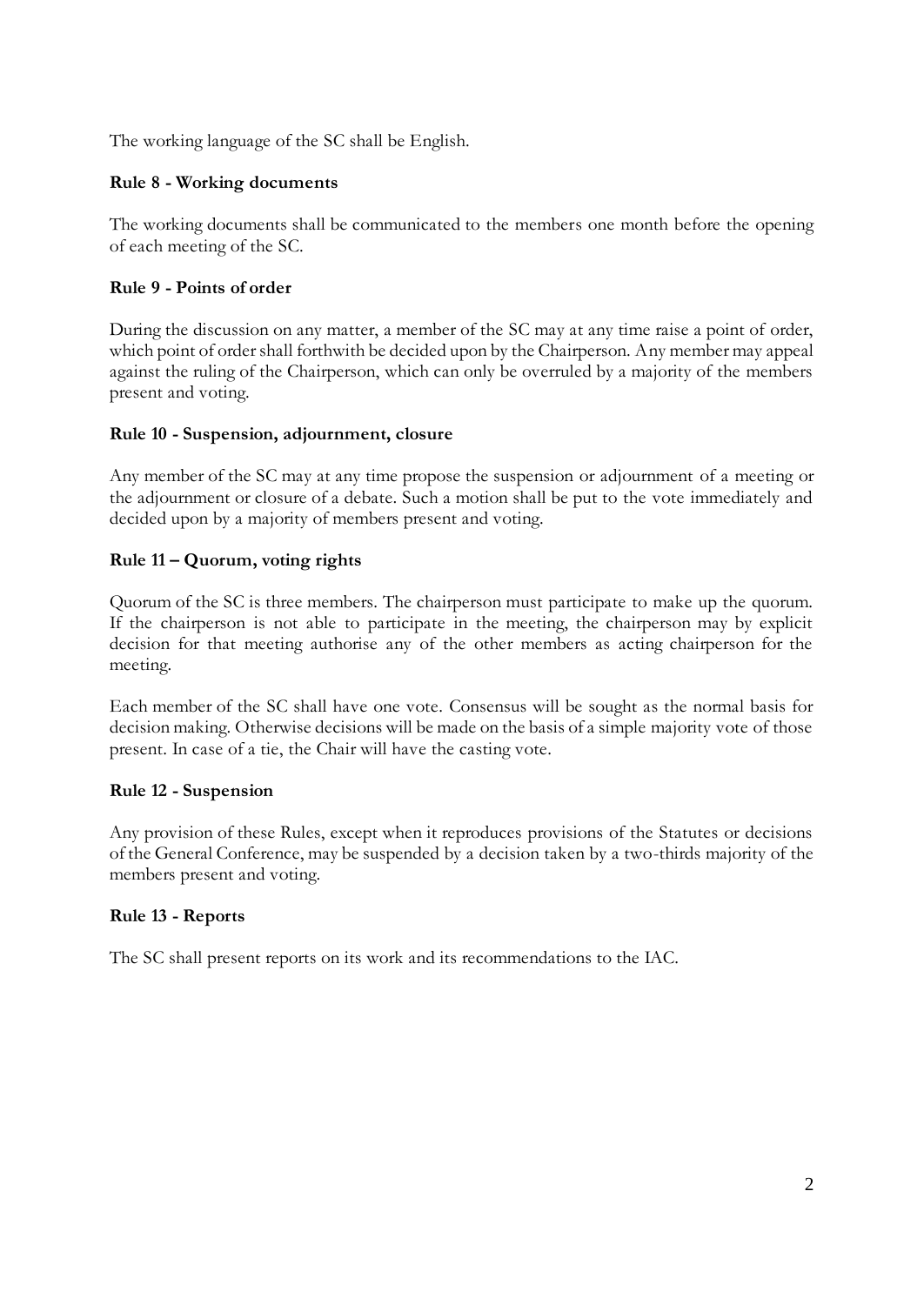The working language of the SC shall be English.

**Rule 8 - Working documents**

The working documents shall be communicated to the members one month before the opening of each meeting of the SC.

**Rule 9 - Points of order**

During the discussion on any matter, a member of the SC may at any time raise a point of order, which point of order shall forthwith be decided upon by the Chairperson. Any member may appeal against the ruling of the Chairperson, which can only be overruled by a majority of the members present and voting.

**Rule 10 - Suspension, adjournment, closure**

Any member of the SC may at any time propose the suspension or adjournment of a meeting or the adjournment or closure of a debate. Such a motion shall be put to the vote immediately and decided upon by a majority of members present and voting.

**Rule 11 – Quorum, voting rights**

Quorum of the SC is three members. The chairperson must participate to make up the quorum. If the chairperson is not able to participate in the meeting, the chairperson may by explicit decision for that meeting authorise any of the other members as acting chairperson for the meeting.

Each member of the SC shall have one vote. Consensus will be sought as the normal basis for decision making. Otherwise decisions will be made on the basis of a simple majority vote of those present. In case of a tie, the Chair will have the casting vote.

**Rule 12 - Suspension**

Any provision of these Rules, except when it reproduces provisions of the Statutes or decisions of the General Conference, may be suspended by a decision taken by a two-thirds majority of the members present and voting.

**Rule 13 - Reports**

The SC shall present reports on its work and its recommendations to the IAC.